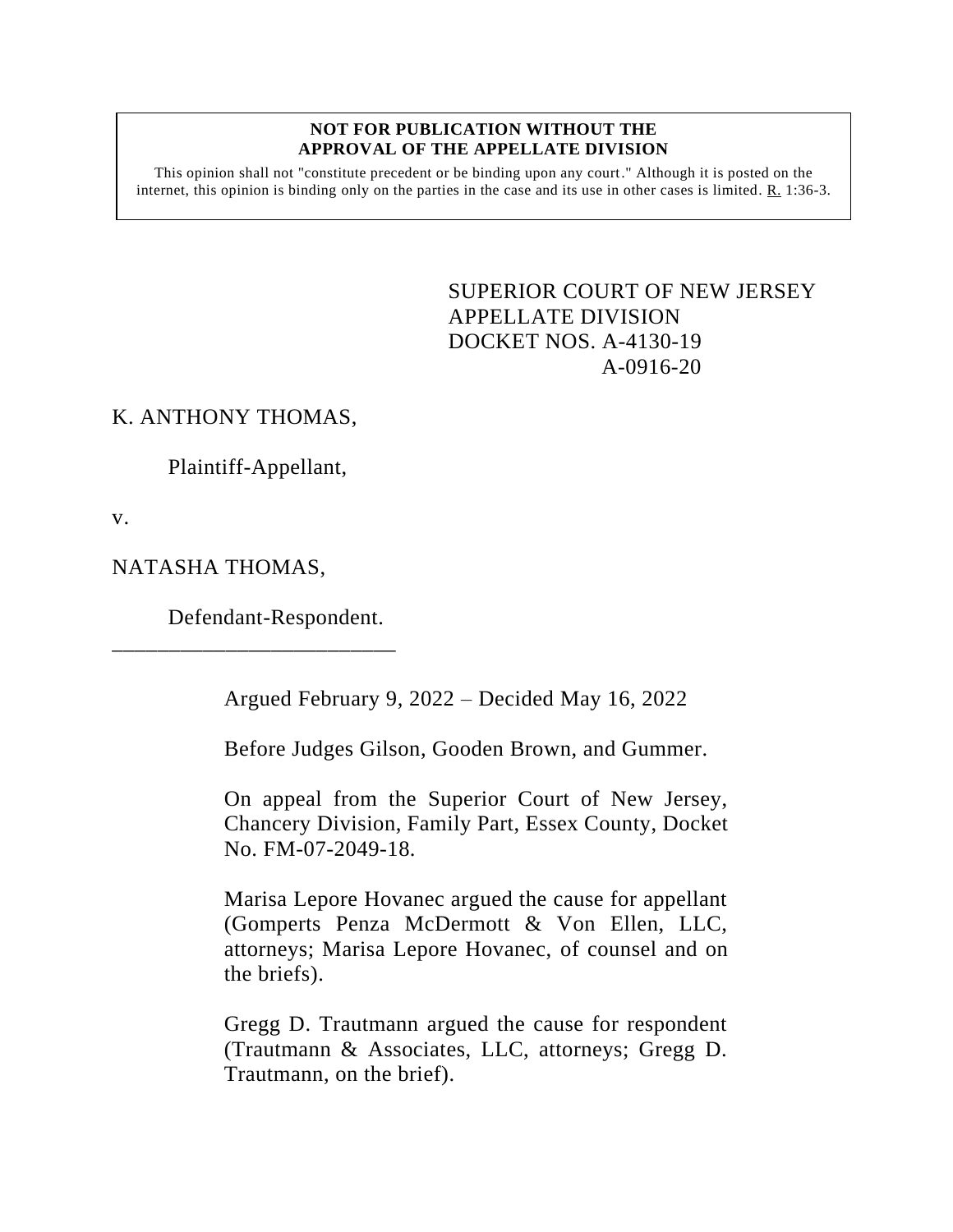**NOT FOR PUBLICATION WITHOUT THE APPROVAL OF THE APPELLATE DIVISION**

This opinion shall not "constitute precedent or be binding upon any court." Although it is posted on the internet, this opinion is binding only on the parties in the case and its use in other cases is limited. R. 1:36-3.

SUPERIOR COURT OF NEW JERSEY
APPELLATE DIVISION
DOCKET NOS. A-4130-19
A-0916-20

K. ANTHONY THOMAS,

Plaintiff-Appellant,

v.

NATASHA THOMAS,

Defendant-Respondent.

Argued February 9, 2022 – Decided May 16, 2022

Before Judges Gilson, Gooden Brown, and Gummer.

On appeal from the Superior Court of New Jersey, Chancery Division, Family Part, Essex County, Docket No. FM-07-2049-18.

Marisa Lepore Hovanec argued the cause for appellant (Gomperts Penza McDermott & Von Ellen, LLC, attorneys; Marisa Lepore Hovanec, of counsel and on the briefs).

Gregg D. Trautmann argued the cause for respondent (Trautmann & Associates, LLC, attorneys; Gregg D. Trautmann, on the brief).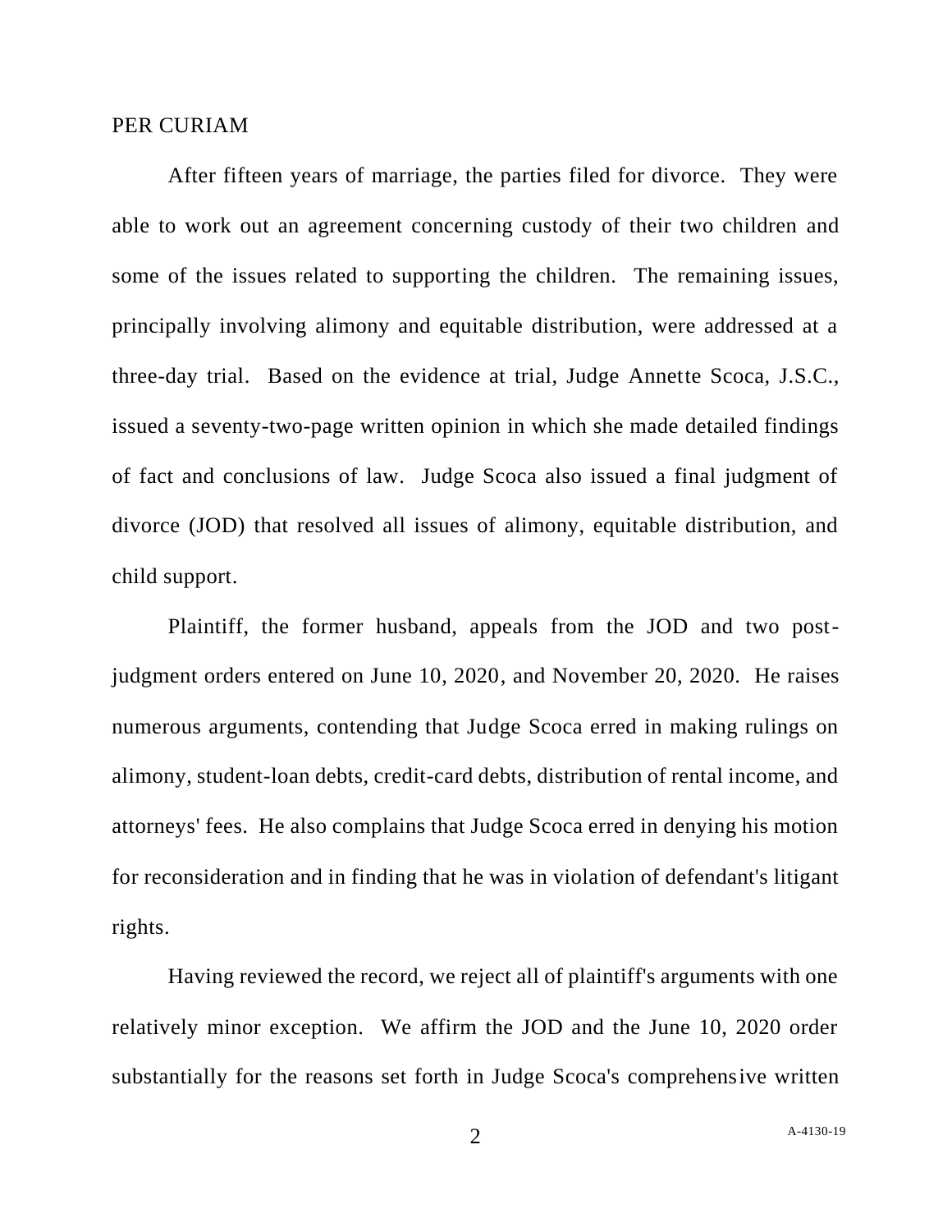PER CURIAM

After fifteen years of marriage, the parties filed for divorce. They were able to work out an agreement concerning custody of their two children and some of the issues related to supporting the children. The remaining issues, principally involving alimony and equitable distribution, were addressed at a three-day trial. Based on the evidence at trial, Judge Annette Scoca, J.S.C., issued a seventy-two-page written opinion in which she made detailed findings of fact and conclusions of law. Judge Scoca also issued a final judgment of divorce (JOD) that resolved all issues of alimony, equitable distribution, and child support.

Plaintiff, the former husband, appeals from the JOD and two post-judgment orders entered on June 10, 2020, and November 20, 2020. He raises numerous arguments, contending that Judge Scoca erred in making rulings on alimony, student-loan debts, credit-card debts, distribution of rental income, and attorneys' fees. He also complains that Judge Scoca erred in denying his motion for reconsideration and in finding that he was in violation of defendant's litigant rights.

Having reviewed the record, we reject all of plaintiff's arguments with one relatively minor exception. We affirm the JOD and the June 10, 2020 order substantially for the reasons set forth in Judge Scoca's comprehensive written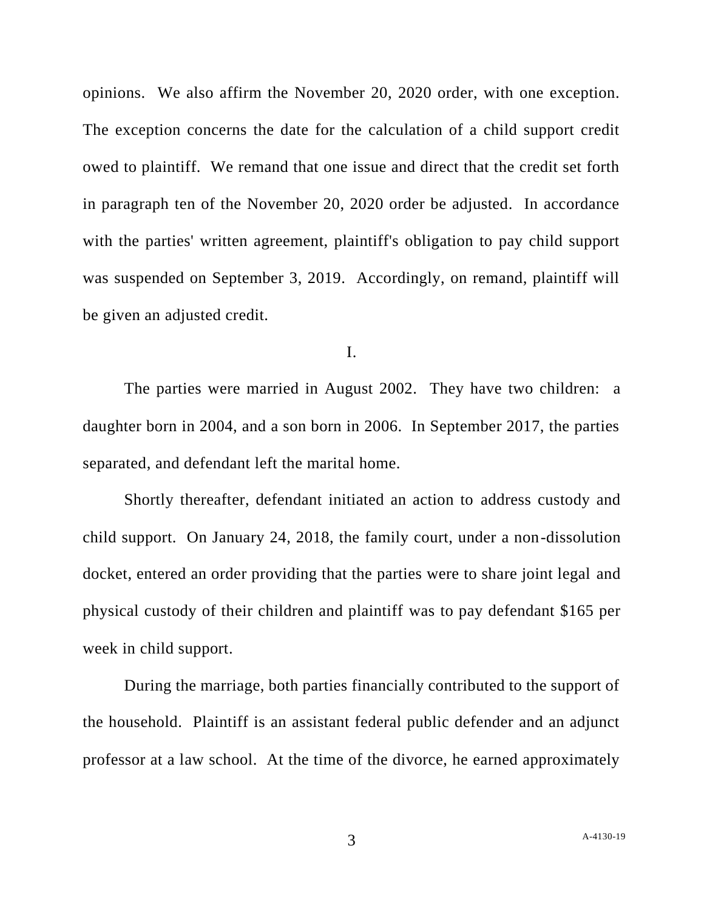opinions. We also affirm the November 20, 2020 order, with one exception. The exception concerns the date for the calculation of a child support credit owed to plaintiff. We remand that one issue and direct that the credit set forth in paragraph ten of the November 20, 2020 order be adjusted. In accordance with the parties' written agreement, plaintiff's obligation to pay child support was suspended on September 3, 2019. Accordingly, on remand, plaintiff will be given an adjusted credit.

I.

The parties were married in August 2002. They have two children: a daughter born in 2004, and a son born in 2006. In September 2017, the parties separated, and defendant left the marital home.

Shortly thereafter, defendant initiated an action to address custody and child support. On January 24, 2018, the family court, under a non-dissolution docket, entered an order providing that the parties were to share joint legal and physical custody of their children and plaintiff was to pay defendant $165 per week in child support.

During the marriage, both parties financially contributed to the support of the household. Plaintiff is an assistant federal public defender and an adjunct professor at a law school. At the time of the divorce, he earned approximately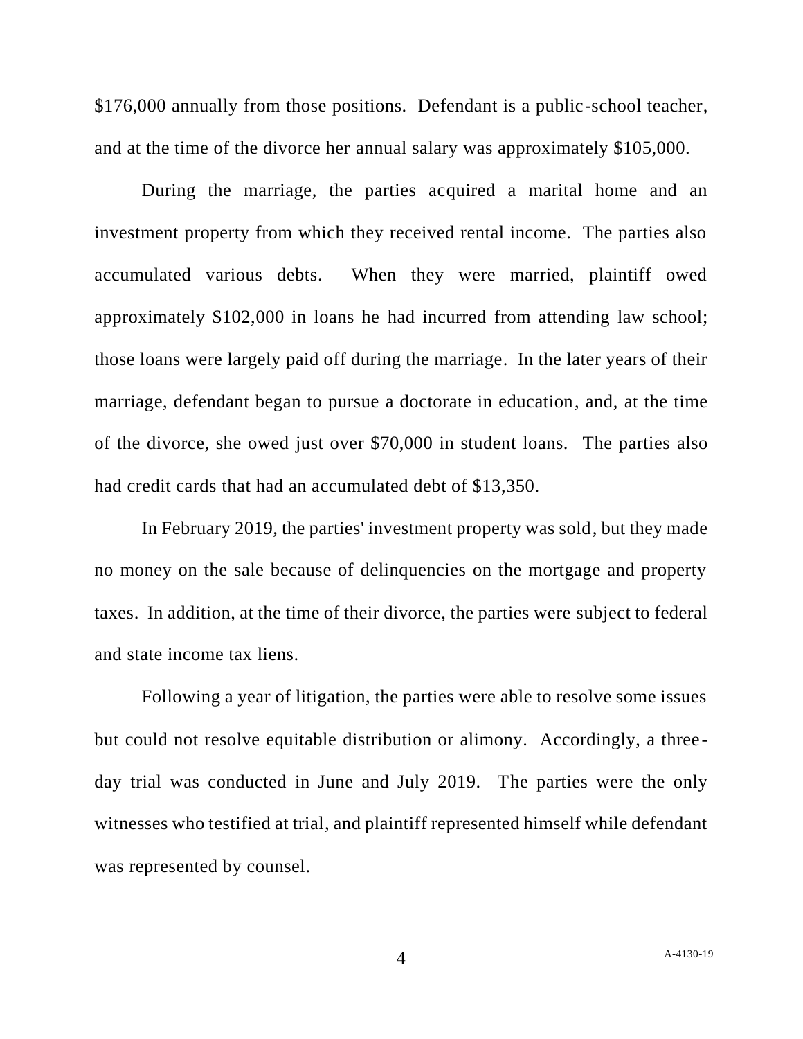$176,000 annually from those positions. Defendant is a public-school teacher, and at the time of the divorce her annual salary was approximately $105,000.

During the marriage, the parties acquired a marital home and an investment property from which they received rental income. The parties also accumulated various debts. When they were married, plaintiff owed approximately $102,000 in loans he had incurred from attending law school; those loans were largely paid off during the marriage. In the later years of their marriage, defendant began to pursue a doctorate in education, and, at the time of the divorce, she owed just over $70,000 in student loans. The parties also had credit cards that had an accumulated debt of $13,350.

In February 2019, the parties' investment property was sold, but they made no money on the sale because of delinquencies on the mortgage and property taxes. In addition, at the time of their divorce, the parties were subject to federal and state income tax liens.

Following a year of litigation, the parties were able to resolve some issues but could not resolve equitable distribution or alimony. Accordingly, a three-day trial was conducted in June and July 2019. The parties were the only witnesses who testified at trial, and plaintiff represented himself while defendant was represented by counsel.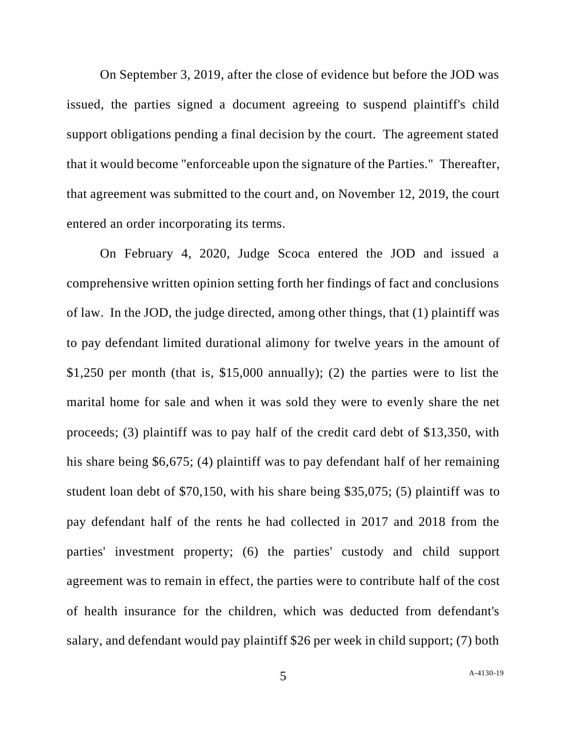On September 3, 2019, after the close of evidence but before the JOD was issued, the parties signed a document agreeing to suspend plaintiff's child support obligations pending a final decision by the court. The agreement stated that it would become "enforceable upon the signature of the Parties." Thereafter, that agreement was submitted to the court and, on November 12, 2019, the court entered an order incorporating its terms.

On February 4, 2020, Judge Scoca entered the JOD and issued a comprehensive written opinion setting forth her findings of fact and conclusions of law. In the JOD, the judge directed, among other things, that (1) plaintiff was to pay defendant limited durational alimony for twelve years in the amount of $1,250 per month (that is, $15,000 annually); (2) the parties were to list the marital home for sale and when it was sold they were to evenly share the net proceeds; (3) plaintiff was to pay half of the credit card debt of $13,350, with his share being $6,675; (4) plaintiff was to pay defendant half of her remaining student loan debt of $70,150, with his share being $35,075; (5) plaintiff was to pay defendant half of the rents he had collected in 2017 and 2018 from the parties' investment property; (6) the parties' custody and child support agreement was to remain in effect, the parties were to contribute half of the cost of health insurance for the children, which was deducted from defendant's salary, and defendant would pay plaintiff $26 per week in child support; (7) both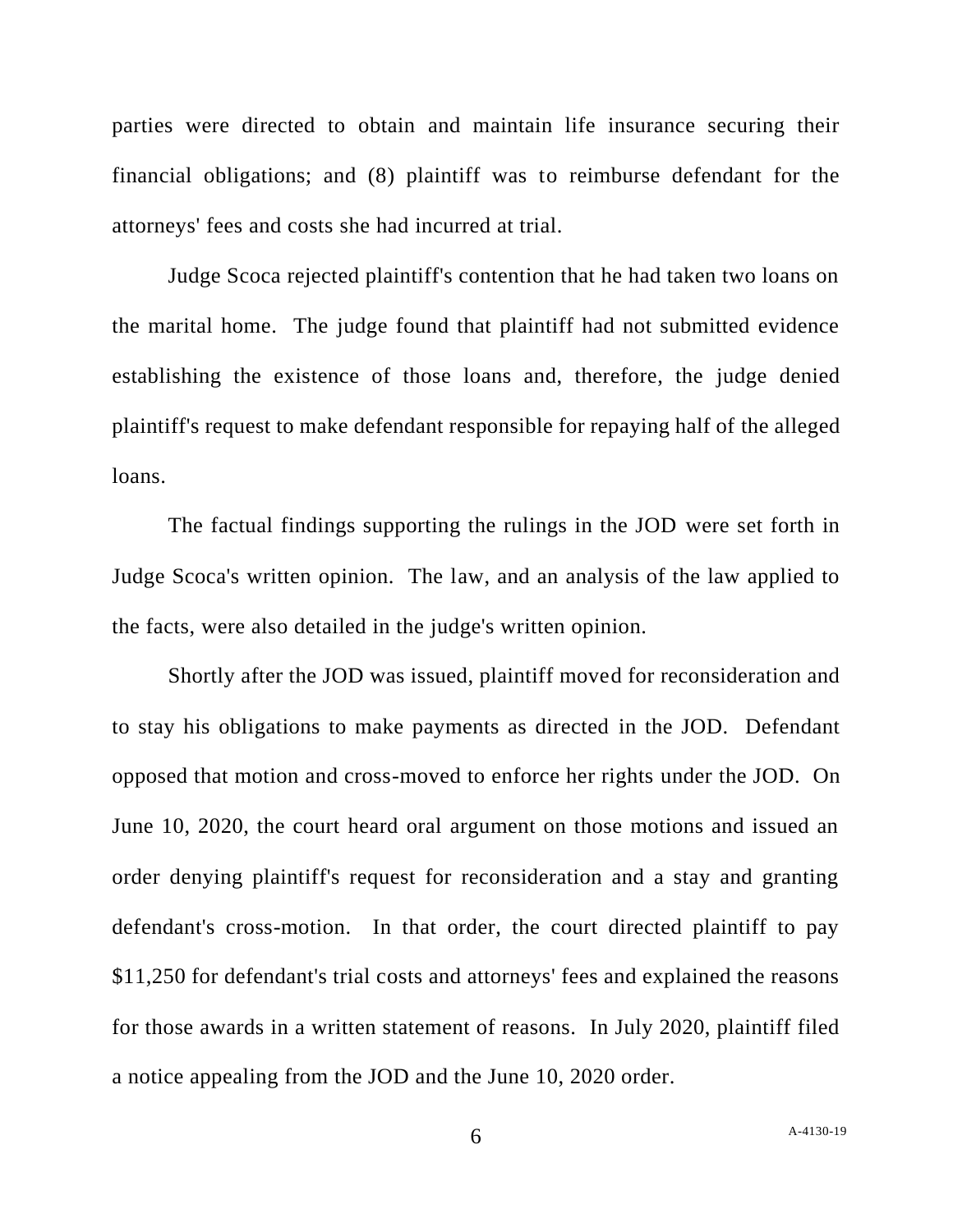parties were directed to obtain and maintain life insurance securing their financial obligations; and (8) plaintiff was to reimburse defendant for the attorneys' fees and costs she had incurred at trial.

Judge Scoca rejected plaintiff's contention that he had taken two loans on the marital home. The judge found that plaintiff had not submitted evidence establishing the existence of those loans and, therefore, the judge denied plaintiff's request to make defendant responsible for repaying half of the alleged loans.

The factual findings supporting the rulings in the JOD were set forth in Judge Scoca's written opinion. The law, and an analysis of the law applied to the facts, were also detailed in the judge's written opinion.

Shortly after the JOD was issued, plaintiff moved for reconsideration and to stay his obligations to make payments as directed in the JOD. Defendant opposed that motion and cross-moved to enforce her rights under the JOD. On June 10, 2020, the court heard oral argument on those motions and issued an order denying plaintiff's request for reconsideration and a stay and granting defendant's cross-motion. In that order, the court directed plaintiff to pay $11,250 for defendant's trial costs and attorneys' fees and explained the reasons for those awards in a written statement of reasons. In July 2020, plaintiff filed a notice appealing from the JOD and the June 10, 2020 order.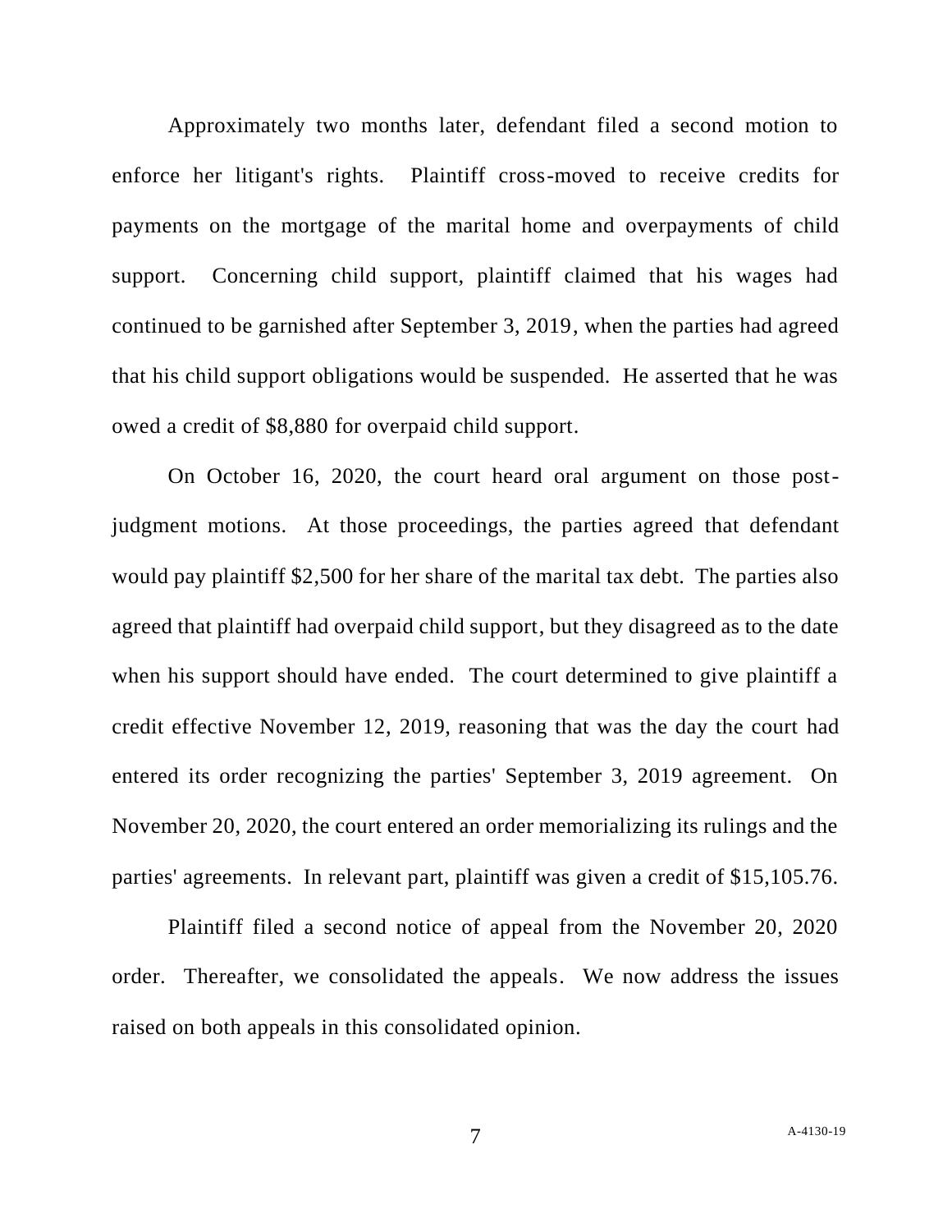Approximately two months later, defendant filed a second motion to enforce her litigant's rights. Plaintiff cross-moved to receive credits for payments on the mortgage of the marital home and overpayments of child support. Concerning child support, plaintiff claimed that his wages had continued to be garnished after September 3, 2019, when the parties had agreed that his child support obligations would be suspended. He asserted that he was owed a credit of $8,880 for overpaid child support.

On October 16, 2020, the court heard oral argument on those post-judgment motions. At those proceedings, the parties agreed that defendant would pay plaintiff $2,500 for her share of the marital tax debt. The parties also agreed that plaintiff had overpaid child support, but they disagreed as to the date when his support should have ended. The court determined to give plaintiff a credit effective November 12, 2019, reasoning that was the day the court had entered its order recognizing the parties' September 3, 2019 agreement. On November 20, 2020, the court entered an order memorializing its rulings and the parties' agreements. In relevant part, plaintiff was given a credit of $15,105.76.

Plaintiff filed a second notice of appeal from the November 20, 2020 order. Thereafter, we consolidated the appeals. We now address the issues raised on both appeals in this consolidated opinion.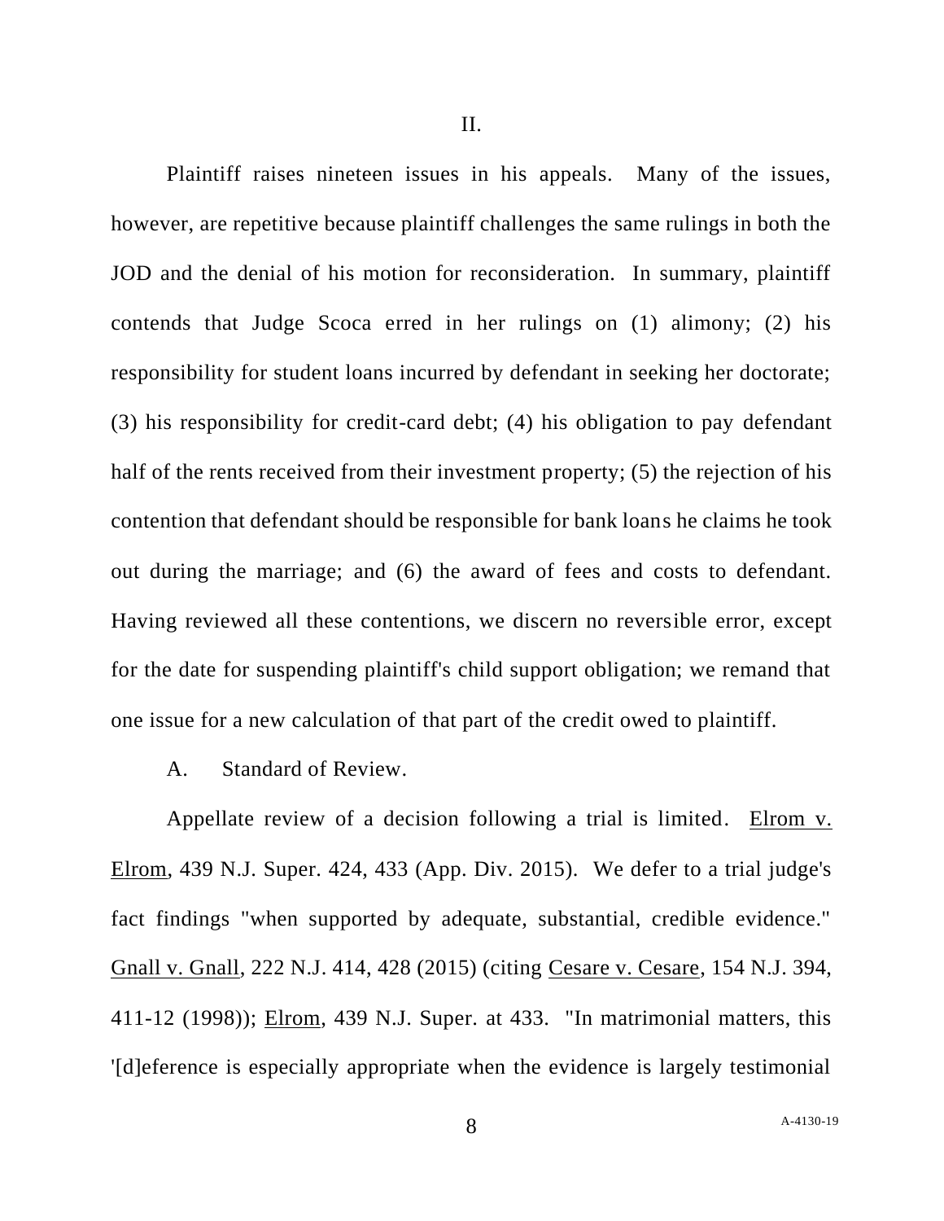## II.

Plaintiff raises nineteen issues in his appeals. Many of the issues, however, are repetitive because plaintiff challenges the same rulings in both the JOD and the denial of his motion for reconsideration. In summary, plaintiff contends that Judge Scoca erred in her rulings on (1) alimony; (2) his responsibility for student loans incurred by defendant in seeking her doctorate; (3) his responsibility for credit-card debt; (4) his obligation to pay defendant half of the rents received from their investment property; (5) the rejection of his contention that defendant should be responsible for bank loans he claims he took out during the marriage; and (6) the award of fees and costs to defendant. Having reviewed all these contentions, we discern no reversible error, except for the date for suspending plaintiff's child support obligation; we remand that one issue for a new calculation of that part of the credit owed to plaintiff.

### A. Standard of Review.

Appellate review of a decision following a trial is limited. Elrom v. Elrom, 439 N.J. Super. 424, 433 (App. Div. 2015). We defer to a trial judge's fact findings "when supported by adequate, substantial, credible evidence." Gnall v. Gnall, 222 N.J. 414, 428 (2015) (citing Cesare v. Cesare, 154 N.J. 394, 411-12 (1998)); Elrom, 439 N.J. Super. at 433. "In matrimonial matters, this '[d]eference is especially appropriate when the evidence is largely testimonial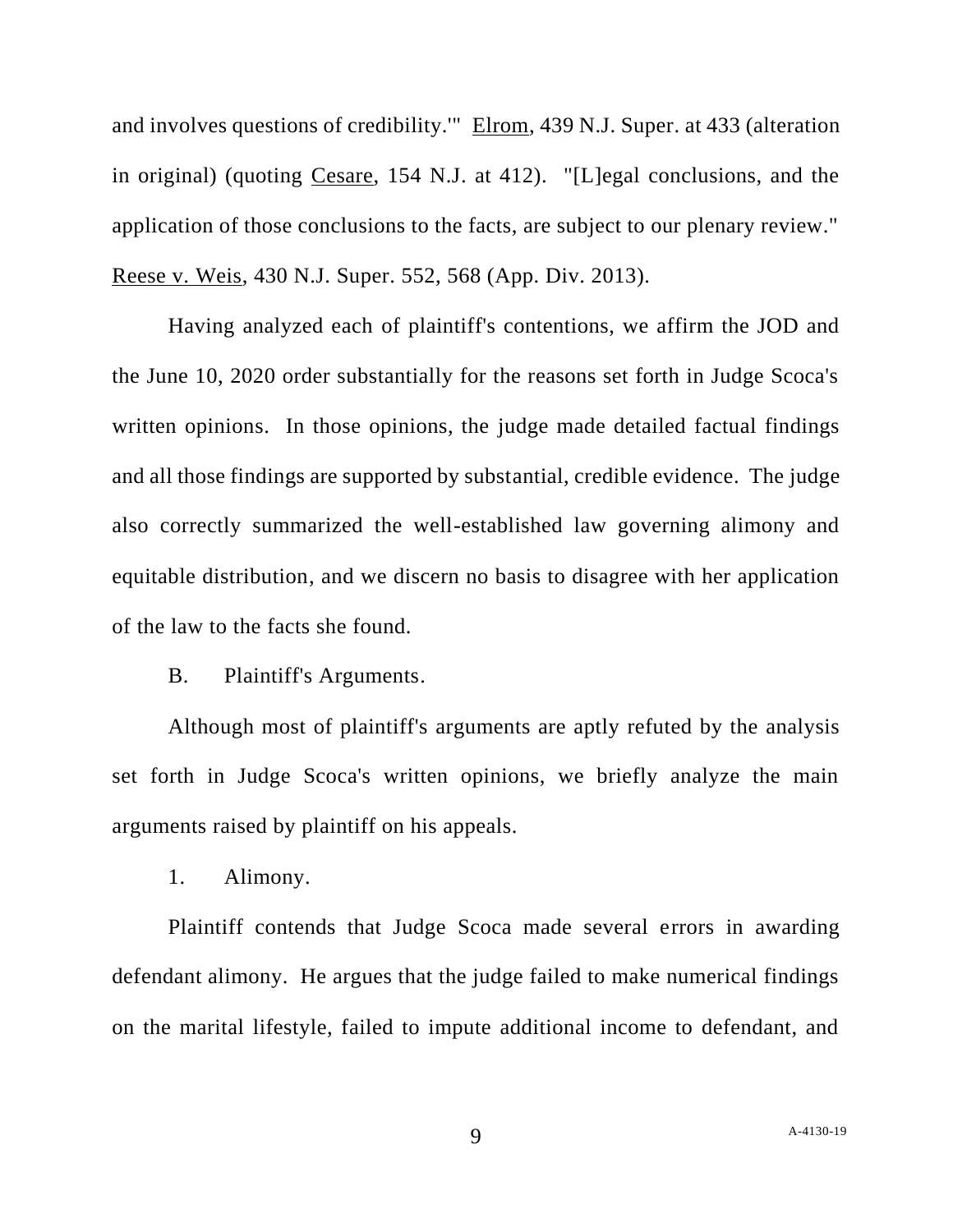and involves questions of credibility.'" Elrom, 439 N.J. Super. at 433 (alteration in original) (quoting Cesare, 154 N.J. at 412). "[L]egal conclusions, and the application of those conclusions to the facts, are subject to our plenary review." Reese v. Weis, 430 N.J. Super. 552, 568 (App. Div. 2013).

Having analyzed each of plaintiff's contentions, we affirm the JOD and the June 10, 2020 order substantially for the reasons set forth in Judge Scoca's written opinions. In those opinions, the judge made detailed factual findings and all those findings are supported by substantial, credible evidence. The judge also correctly summarized the well-established law governing alimony and equitable distribution, and we discern no basis to disagree with her application of the law to the facts she found.

B. Plaintiff's Arguments.

Although most of plaintiff's arguments are aptly refuted by the analysis set forth in Judge Scoca's written opinions, we briefly analyze the main arguments raised by plaintiff on his appeals.

1. Alimony.

Plaintiff contends that Judge Scoca made several errors in awarding defendant alimony. He argues that the judge failed to make numerical findings on the marital lifestyle, failed to impute additional income to defendant, and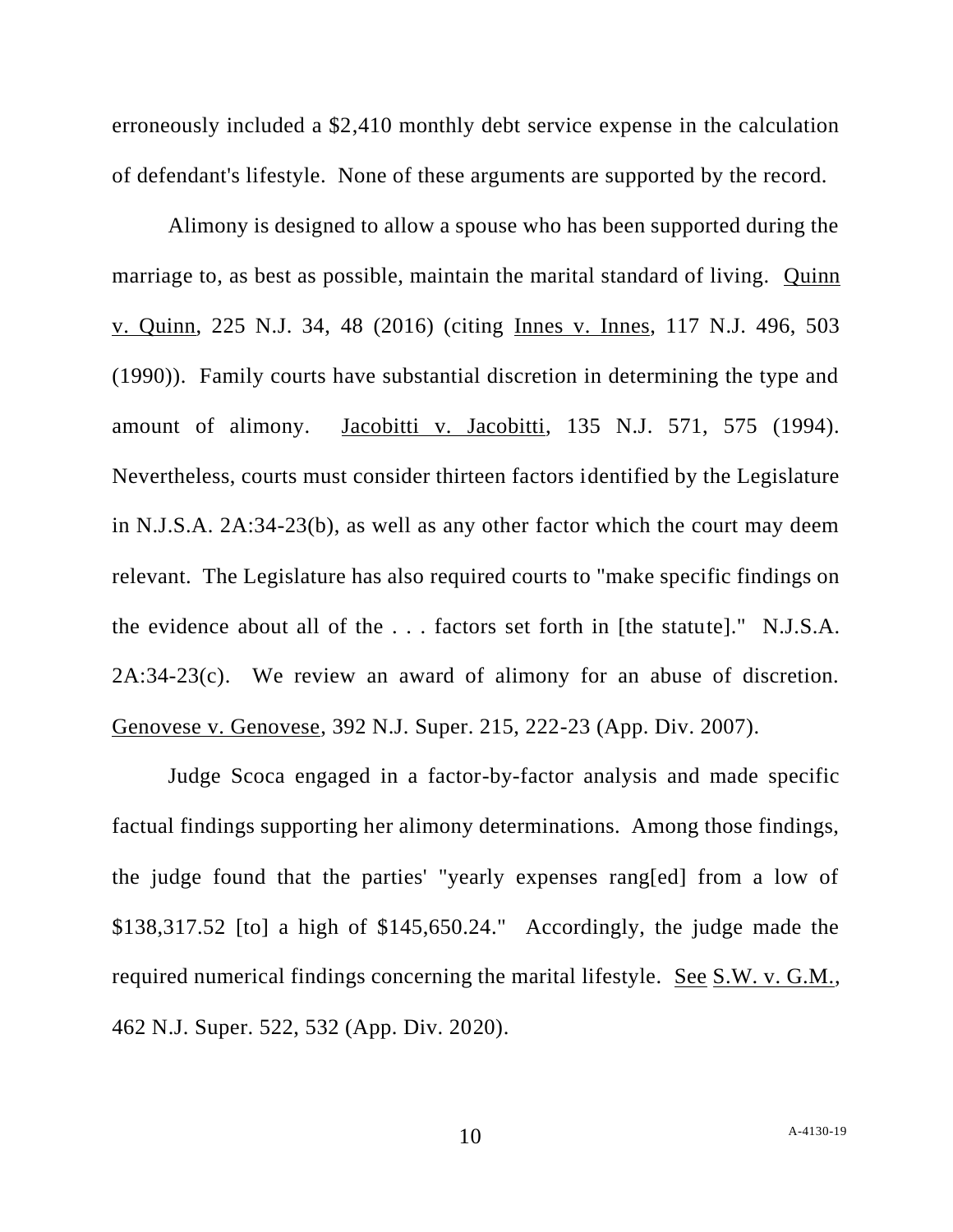erroneously included a $2,410 monthly debt service expense in the calculation of defendant's lifestyle. None of these arguments are supported by the record.

Alimony is designed to allow a spouse who has been supported during the marriage to, as best as possible, maintain the marital standard of living. Quinn v. Quinn, 225 N.J. 34, 48 (2016) (citing Innes v. Innes, 117 N.J. 496, 503 (1990)). Family courts have substantial discretion in determining the type and amount of alimony. Jacobitti v. Jacobitti, 135 N.J. 571, 575 (1994). Nevertheless, courts must consider thirteen factors identified by the Legislature in N.J.S.A. 2A:34-23(b), as well as any other factor which the court may deem relevant. The Legislature has also required courts to "make specific findings on the evidence about all of the . . . factors set forth in [the statute]." N.J.S.A. 2A:34-23(c). We review an award of alimony for an abuse of discretion. Genovese v. Genovese, 392 N.J. Super. 215, 222-23 (App. Div. 2007).

Judge Scoca engaged in a factor-by-factor analysis and made specific factual findings supporting her alimony determinations. Among those findings, the judge found that the parties' "yearly expenses rang[ed] from a low of $138,317.52 [to] a high of $145,650.24." Accordingly, the judge made the required numerical findings concerning the marital lifestyle. See S.W. v. G.M., 462 N.J. Super. 522, 532 (App. Div. 2020).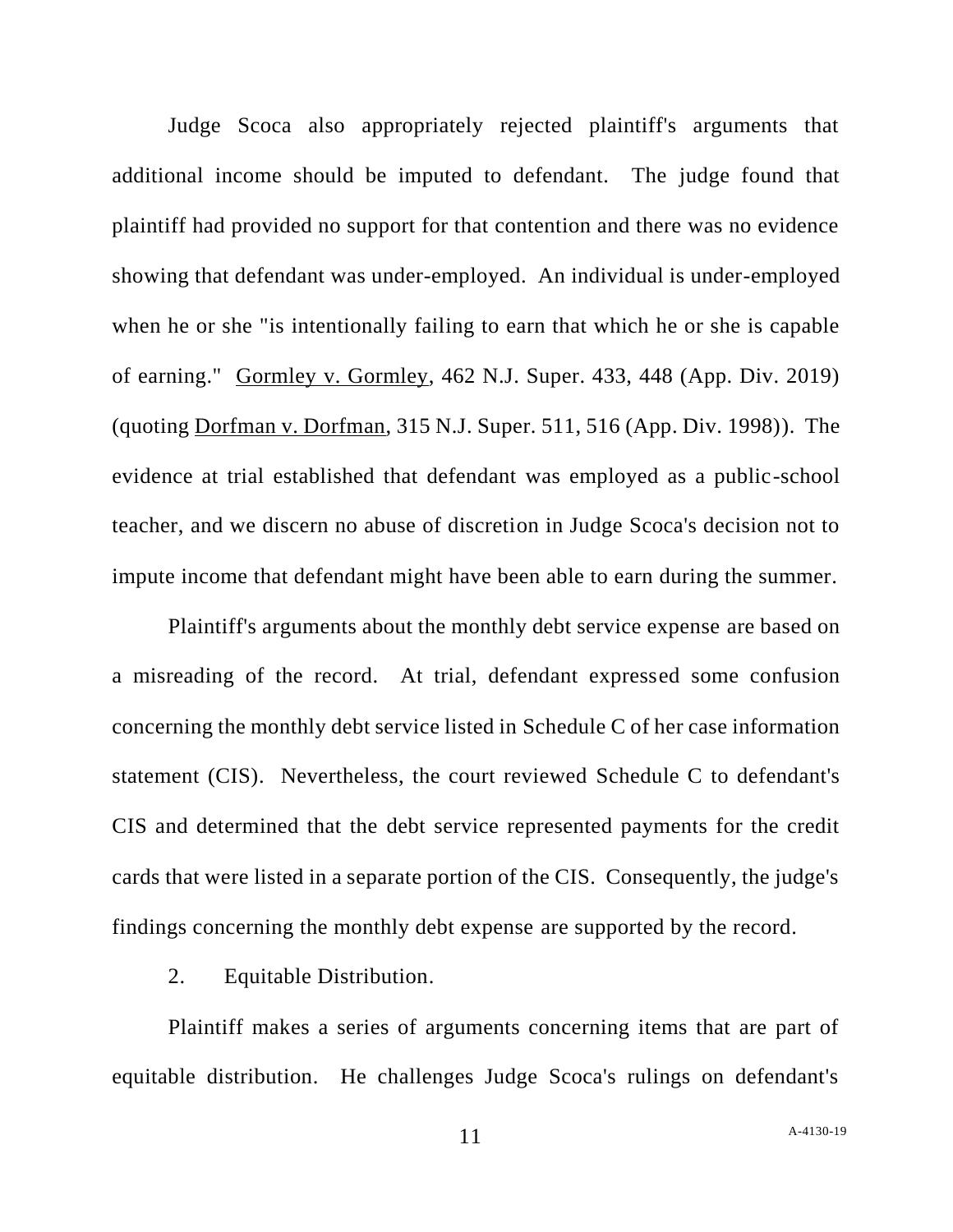Judge Scoca also appropriately rejected plaintiff's arguments that additional income should be imputed to defendant. The judge found that plaintiff had provided no support for that contention and there was no evidence showing that defendant was under-employed. An individual is under-employed when he or she "is intentionally failing to earn that which he or she is capable of earning." Gormley v. Gormley, 462 N.J. Super. 433, 448 (App. Div. 2019) (quoting Dorfman v. Dorfman, 315 N.J. Super. 511, 516 (App. Div. 1998)). The evidence at trial established that defendant was employed as a public-school teacher, and we discern no abuse of discretion in Judge Scoca's decision not to impute income that defendant might have been able to earn during the summer.

Plaintiff's arguments about the monthly debt service expense are based on a misreading of the record. At trial, defendant expressed some confusion concerning the monthly debt service listed in Schedule C of her case information statement (CIS). Nevertheless, the court reviewed Schedule C to defendant's CIS and determined that the debt service represented payments for the credit cards that were listed in a separate portion of the CIS. Consequently, the judge's findings concerning the monthly debt expense are supported by the record.

2. Equitable Distribution.

Plaintiff makes a series of arguments concerning items that are part of equitable distribution. He challenges Judge Scoca's rulings on defendant's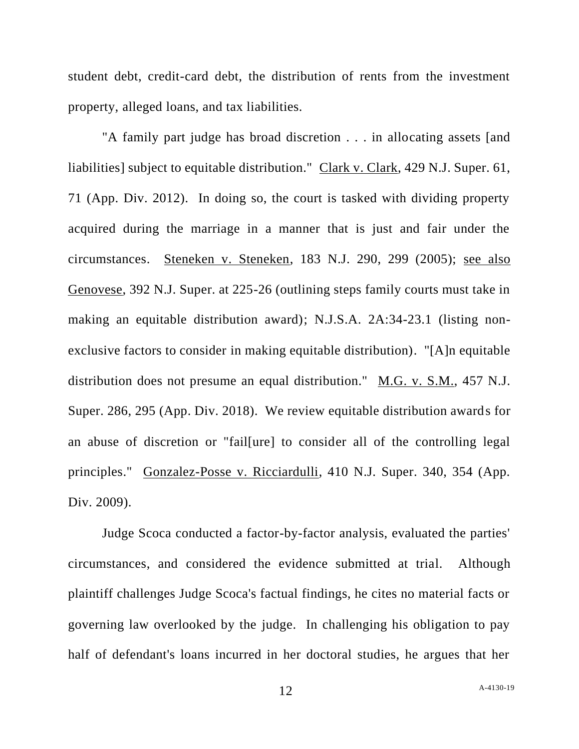student debt, credit-card debt, the distribution of rents from the investment property, alleged loans, and tax liabilities.

"A family part judge has broad discretion . . . in allocating assets [and liabilities] subject to equitable distribution." Clark v. Clark, 429 N.J. Super. 61, 71 (App. Div. 2012). In doing so, the court is tasked with dividing property acquired during the marriage in a manner that is just and fair under the circumstances. Steneken v. Steneken, 183 N.J. 290, 299 (2005); see also Genovese, 392 N.J. Super. at 225-26 (outlining steps family courts must take in making an equitable distribution award); N.J.S.A. 2A:34-23.1 (listing non-exclusive factors to consider in making equitable distribution). "[A]n equitable distribution does not presume an equal distribution." M.G. v. S.M., 457 N.J. Super. 286, 295 (App. Div. 2018). We review equitable distribution awards for an abuse of discretion or "fail[ure] to consider all of the controlling legal principles." Gonzalez-Posse v. Ricciardulli, 410 N.J. Super. 340, 354 (App. Div. 2009).

Judge Scoca conducted a factor-by-factor analysis, evaluated the parties' circumstances, and considered the evidence submitted at trial. Although plaintiff challenges Judge Scoca's factual findings, he cites no material facts or governing law overlooked by the judge. In challenging his obligation to pay half of defendant's loans incurred in her doctoral studies, he argues that her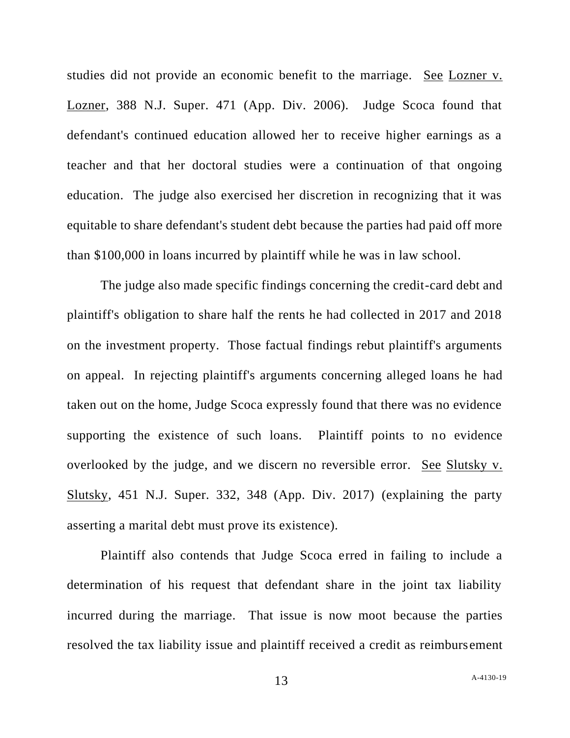studies did not provide an economic benefit to the marriage. See Lozner v. Lozner, 388 N.J. Super. 471 (App. Div. 2006). Judge Scoca found that defendant's continued education allowed her to receive higher earnings as a teacher and that her doctoral studies were a continuation of that ongoing education. The judge also exercised her discretion in recognizing that it was equitable to share defendant's student debt because the parties had paid off more than $100,000 in loans incurred by plaintiff while he was in law school.

The judge also made specific findings concerning the credit-card debt and plaintiff's obligation to share half the rents he had collected in 2017 and 2018 on the investment property. Those factual findings rebut plaintiff's arguments on appeal. In rejecting plaintiff's arguments concerning alleged loans he had taken out on the home, Judge Scoca expressly found that there was no evidence supporting the existence of such loans. Plaintiff points to no evidence overlooked by the judge, and we discern no reversible error. See Slutsky v. Slutsky, 451 N.J. Super. 332, 348 (App. Div. 2017) (explaining the party asserting a marital debt must prove its existence).

Plaintiff also contends that Judge Scoca erred in failing to include a determination of his request that defendant share in the joint tax liability incurred during the marriage. That issue is now moot because the parties resolved the tax liability issue and plaintiff received a credit as reimbursement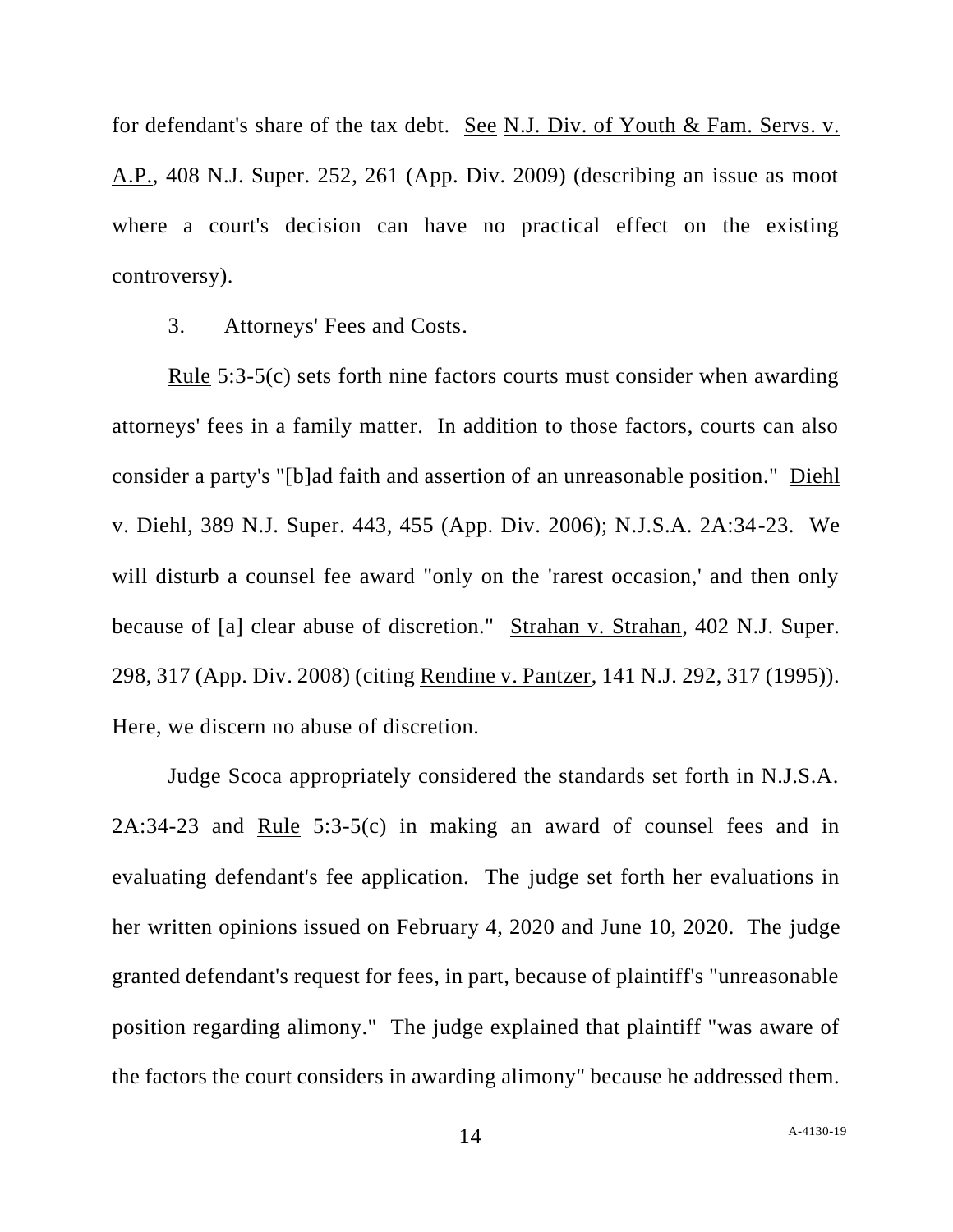for defendant's share of the tax debt. See N.J. Div. of Youth & Fam. Servs. v. A.P., 408 N.J. Super. 252, 261 (App. Div. 2009) (describing an issue as moot where a court's decision can have no practical effect on the existing controversy).

3. Attorneys' Fees and Costs.

Rule 5:3-5(c) sets forth nine factors courts must consider when awarding attorneys' fees in a family matter. In addition to those factors, courts can also consider a party's "[b]ad faith and assertion of an unreasonable position." Diehl v. Diehl, 389 N.J. Super. 443, 455 (App. Div. 2006); N.J.S.A. 2A:34-23. We will disturb a counsel fee award "only on the 'rarest occasion,' and then only because of [a] clear abuse of discretion." Strahan v. Strahan, 402 N.J. Super. 298, 317 (App. Div. 2008) (citing Rendine v. Pantzer, 141 N.J. 292, 317 (1995)). Here, we discern no abuse of discretion.

Judge Scoca appropriately considered the standards set forth in N.J.S.A. 2A:34-23 and Rule 5:3-5(c) in making an award of counsel fees and in evaluating defendant's fee application. The judge set forth her evaluations in her written opinions issued on February 4, 2020 and June 10, 2020. The judge granted defendant's request for fees, in part, because of plaintiff's "unreasonable position regarding alimony." The judge explained that plaintiff "was aware of the factors the court considers in awarding alimony" because he addressed them.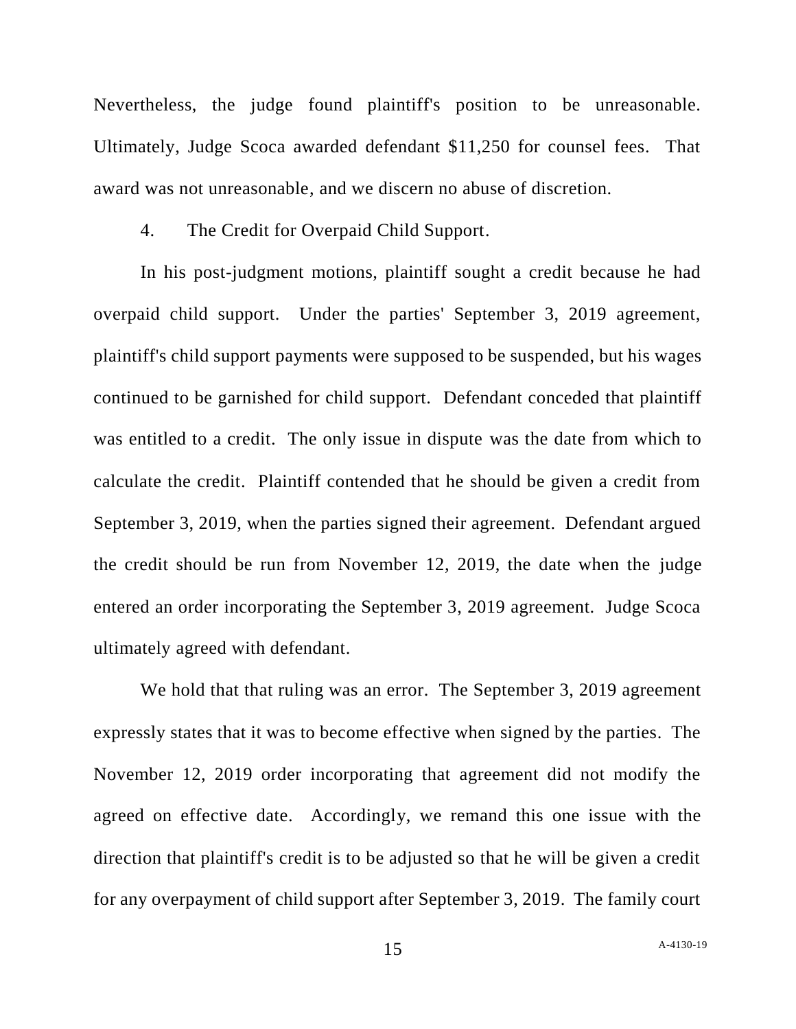Nevertheless, the judge found plaintiff's position to be unreasonable. Ultimately, Judge Scoca awarded defendant $11,250 for counsel fees. That award was not unreasonable, and we discern no abuse of discretion.

4. The Credit for Overpaid Child Support.

In his post-judgment motions, plaintiff sought a credit because he had overpaid child support. Under the parties' September 3, 2019 agreement, plaintiff's child support payments were supposed to be suspended, but his wages continued to be garnished for child support. Defendant conceded that plaintiff was entitled to a credit. The only issue in dispute was the date from which to calculate the credit. Plaintiff contended that he should be given a credit from September 3, 2019, when the parties signed their agreement. Defendant argued the credit should be run from November 12, 2019, the date when the judge entered an order incorporating the September 3, 2019 agreement. Judge Scoca ultimately agreed with defendant.

We hold that that ruling was an error. The September 3, 2019 agreement expressly states that it was to become effective when signed by the parties. The November 12, 2019 order incorporating that agreement did not modify the agreed on effective date. Accordingly, we remand this one issue with the direction that plaintiff's credit is to be adjusted so that he will be given a credit for any overpayment of child support after September 3, 2019. The family court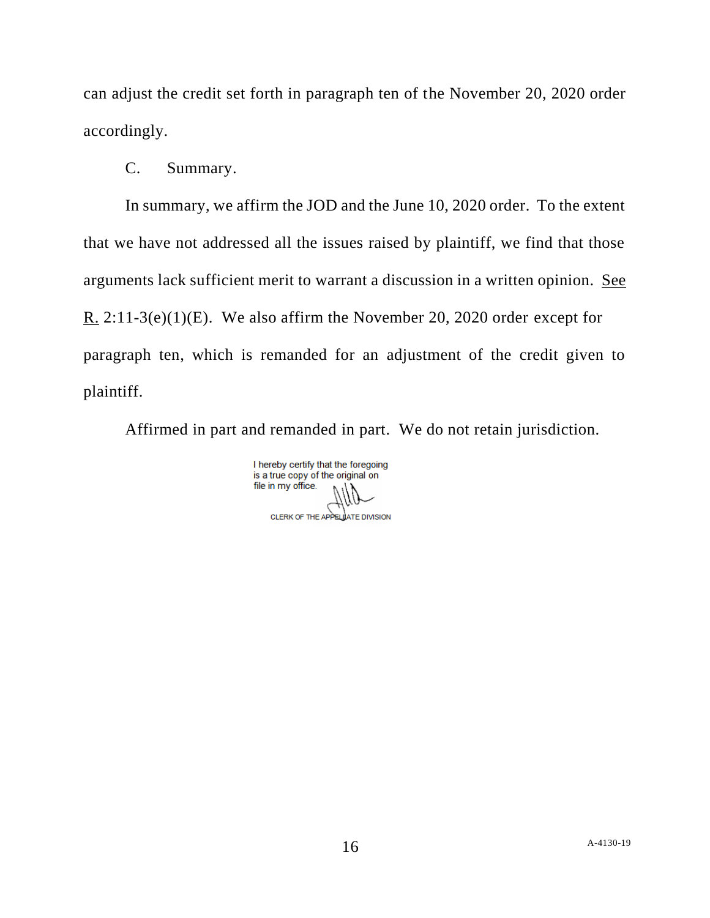can adjust the credit set forth in paragraph ten of the November 20, 2020 order accordingly.

C. Summary.

In summary, we affirm the JOD and the June 10, 2020 order. To the extent that we have not addressed all the issues raised by plaintiff, we find that those arguments lack sufficient merit to warrant a discussion in a written opinion. See R. 2:11-3(e)(1)(E). We also affirm the November 20, 2020 order except for paragraph ten, which is remanded for an adjustment of the credit given to plaintiff.

Affirmed in part and remanded in part. We do not retain jurisdiction.

I hereby certify that the foregoing is a true copy of the original on file in my office.

CLERK OF THE APPELLATE DIVISION